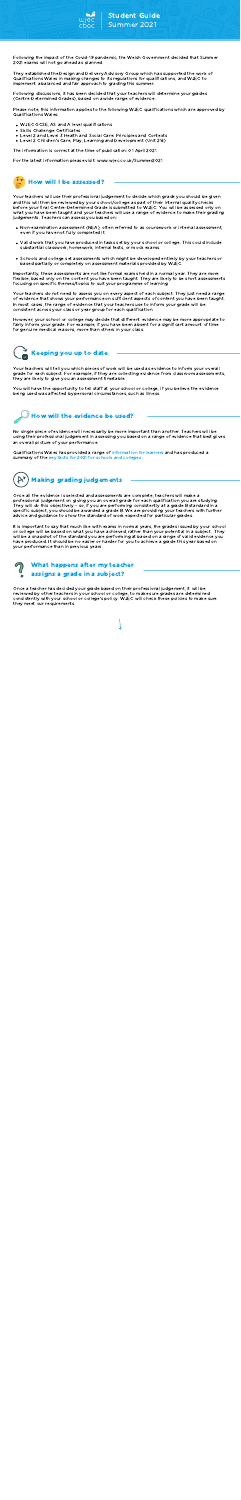# Student Guide
## Summer 2021

Following the impact of the Covid-19 pandemic, the Welsh Government decided that Summer 2021 exams will not go ahead as planned.

They established the Design and Delivery Advisory Group which has supported the work of Qualifications Wales in making changes to its regulations for qualifications, and WJEC to implement a balanced and fair approach to grading this summer.

Following discussions, it has been decided that your teachers will determine your grades (Centre Determined Grades), based on a wide range of evidence.

Please note, this information applies to the following WJEC qualifications which are approved by Qualifications Wales:

- WJEC GCSE, AS and A level qualifications
- Skills Challenge Certificates
- Level 2 and Level 3 Health and Social Care: Principles and Contexts
- Level 2 Children's Care, Play, Learning and Development (Unit 2/4)

The information is correct at the time of publication: 01 April 2021.

For the latest information please visit: www.wjec.co.uk/Summer2021

## How will I be assessed?

Your teachers will use their professional judgement to decide which grade you should be given and this will then be reviewed by your school/college as part of their internal quality checks before your final Centre Determined Grade is submitted to WJEC. You will be assessed only on what you have been taught and your teachers will use a range of evidence to make their grading judgements. Teachers can assess you based on:

- Non-examination assessment (NEA), often referred to as coursework or internal assessment, even if you have not fully completed it.
- Valid work that you have produced in class set by your school or college. This could include substantial classwork, homework, internal tests, or mock exams.
- Schools and college set assessments which might be developed entirely by your teachers or based partially or completely on assessment material provided by WJEC.

Importantly, these assessments are not like formal exams held in a normal year. They are more flexible, based only on the content you have been taught. They are likely to be short assessments focusing on specific themes/topics to suit your programme of learning.

Your teachers do not need to assess you on every aspect of each subject. They just need a range of evidence that shows your performance on sufficient aspects of content you have been taught. In most cases, the range of evidence that your teachers use to inform your grade will be consistent across your class or year group for each qualification.

However, your school or college may decide that different evidence may be more appropriate to fairly inform your grade. For example, if you have been absent for a significant amount of time for genuine medical reasons, more than others in your class.

## Keeping you up to date

Your teachers will tell you which pieces of work will be used as evidence to inform your overall grade for each subject. For example, if they are collecting evidence from classroom assessments, they are likely to give you an assessment timetable.

You will have the opportunity to tell staff at your school or college, if you believe the evidence being used was affected by personal circumstances, such as illness.

## How will the evidence be used?

No single piece of evidence will necessarily be more important than another. Teachers will be using their professional judgement in assessing you based on a range of evidence that gives an overall picture of your performance.

Qualifications Wales has provided a range of information for learners and has produced a summary of the key facts for 2021 for schools and colleges.

## Making grading judgements

Once all the evidence is collected and assessments are complete, teachers will make a professional judgement on giving you an overall grade for each qualification you are studying. They will do this objectively – so, if you are performing consistently at a grade B standard in a specific subject, you should be awarded a grade B. We are providing your teachers with further advice and guidance to show the standard of work expected for particular grades.

It is important to say that much like with exams in normal years, the grades issued by your school or college will be based on what you have achieved rather than your potential in a subject. They will be a snapshot of the standard you are performing at based on a range of valid evidence you have produced. It should be no easier or harder for you to achieve a grade this year based on your performance than in previous years.

## What happens after my teacher assigns a grade in a subject?

Once a teacher has decided your grade based on their professional judgement, it will be reviewed by other teachers in your school or college to make sure grades are determined consistently with your school or college's policy. WJEC will check these policies to make sure they meet our requirements.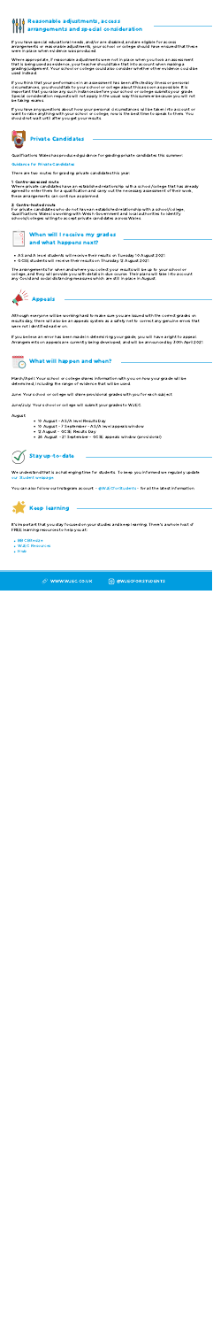## Reasonable adjustments, access arrangements and special consideration

If you have special educational needs, and/or are disabled, and are eligible for access arrangements or reasonable adjustments, your school or college should have ensured that these were in place when evidence was produced.

Where appropriate, if reasonable adjustments were not in place when you took an assessment that is being used as evidence, your teacher should take that into account when making a grading judgement. Your school or college could also consider whether other evidence could be used instead.

If you think that your performance in an assessment has been affected by illness or personal circumstances, you should talk to your school or college about this as soon as possible. It's important that you raise any such matters before your school or college submits your grade. Special consideration requests will not apply in the usual way this summer because you will not be taking exams.

If you have any questions about how your personal circumstances will be taken into account or want to raise anything with your school or college, now is the best time to speak to them. You should not wait until after you get your results.

## Private Candidates

Qualifications Wales has produced guidance for grading private candidates this summer:

Guidance for Private Candidates

There are two routes for grading private candidates this year:

**1. Centre-assessed route**
Where private candidates have an established relationship with a school/college that has already agreed to enter them for a qualification and carry out the necessary assessment of their work, these arrangements can continue as planned.

**2. Centre-hosted route**
For private candidates who do not have an established relationship with a school/college, Qualifications Wales is working with Welsh Government and local authorities to identify schools/colleges willing to accept private candidates across Wales.

## When will I receive my grades and what happens next?

- AS and A level students will receive their results on Tuesday 10 August 2021.
- GCSE students will receive their results on Thursday 12 August 2021.

The arrangements for when and where you collect your results will be up to your school or college, and they will provide you with details in due course. Their plans will take into account any Covid and social distancing measures which are still in place in August.

## Appeals

Although everyone will be working hard to make sure you are issued with the correct grades on results day, there will also be an appeals system as a safety net to correct any genuine errors that were not identified sooner.

If you believe an error has been made in determining your grade, you will have a right to appeal. Arrangements on appeals are currently being developed, and will be announced by 30th April 2021.

## What will happen and when?

March/April: Your school or college shares information with you on how your grade will be determined, including the range of evidence that will be used.

June: Your school or college will share provisional grades with you for each subject.

June/July: Your school or college will submit your grades to WJEC.

August:

- 10 August – AS/A level Results Day
- 10 August – 7 September – AS/A level appeals window
- 12 August – GCSE Results Day
- 26 August – 21 September – GCSE appeals window (provisional)

## Stay up-to-date

We understand that this is a challenging time for students. To keep you informed we regularly update our Student webpage.

You can also follow our Instagram account – @WJECforStudents – for all the latest information.

## Keep learning

It's important that you stay focused on your studies and keep learning. There's a whole host of FREE learning resources to help you at:

- Bitesize
- WJEC Resources
- Hwb

WWW.WJEC.CO.UK

@WJECFORSTUDENTS